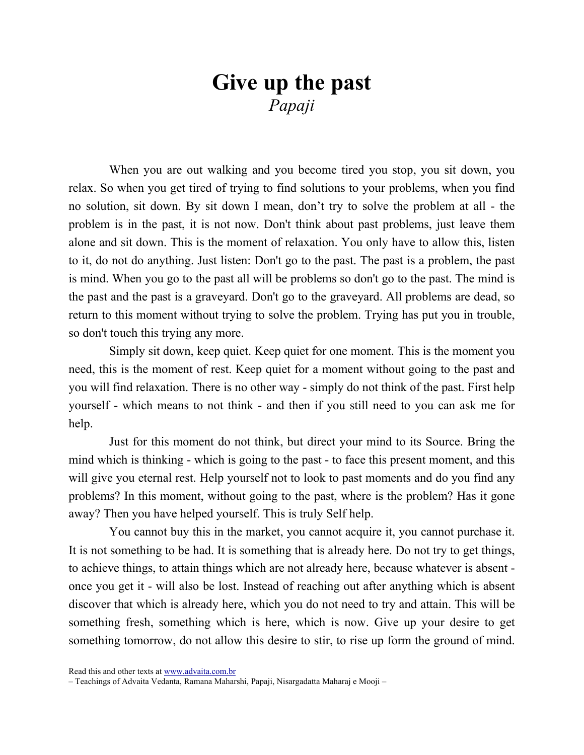# Give up the past

*Papaji*

When you are out walking and you become tired you stop, you sit down, you relax. So when you get tired of trying to find solutions to your problems, when you find no solution, sit down. By sit down I mean, don't try to solve the problem at all - the problem is in the past, it is not now. Don't think about past problems, just leave them alone and sit down. This is the moment of relaxation. You only have to allow this, listen to it, do not do anything. Just listen: Don't go to the past. The past is a problem, the past is mind. When you go to the past all will be problems so don't go to the past. The mind is the past and the past is a graveyard. Don't go to the graveyard. All problems are dead, so return to this moment without trying to solve the problem. Trying has put you in trouble, so don't touch this trying any more.

Simply sit down, keep quiet. Keep quiet for one moment. This is the moment you need, this is the moment of rest. Keep quiet for a moment without going to the past and you will find relaxation. There is no other way - simply do not think of the past. First help yourself - which means to not think - and then if you still need to you can ask me for help.

Just for this moment do not think, but direct your mind to its Source. Bring the mind which is thinking - which is going to the past - to face this present moment, and this will give you eternal rest. Help yourself not to look to past moments and do you find any problems? In this moment, without going to the past, where is the problem? Has it gone away? Then you have helped yourself. This is truly Self help.

You cannot buy this in the market, you cannot acquire it, you cannot purchase it. It is not something to be had. It is something that is already here. Do not try to get things, to achieve things, to attain things which are not already here, because whatever is absent - once you get it - will also be lost. Instead of reaching out after anything which is absent discover that which is already here, which you do not need to try and attain. This will be something fresh, something which is here, which is now. Give up your desire to get something tomorrow, do not allow this desire to stir, to rise up form the ground of mind.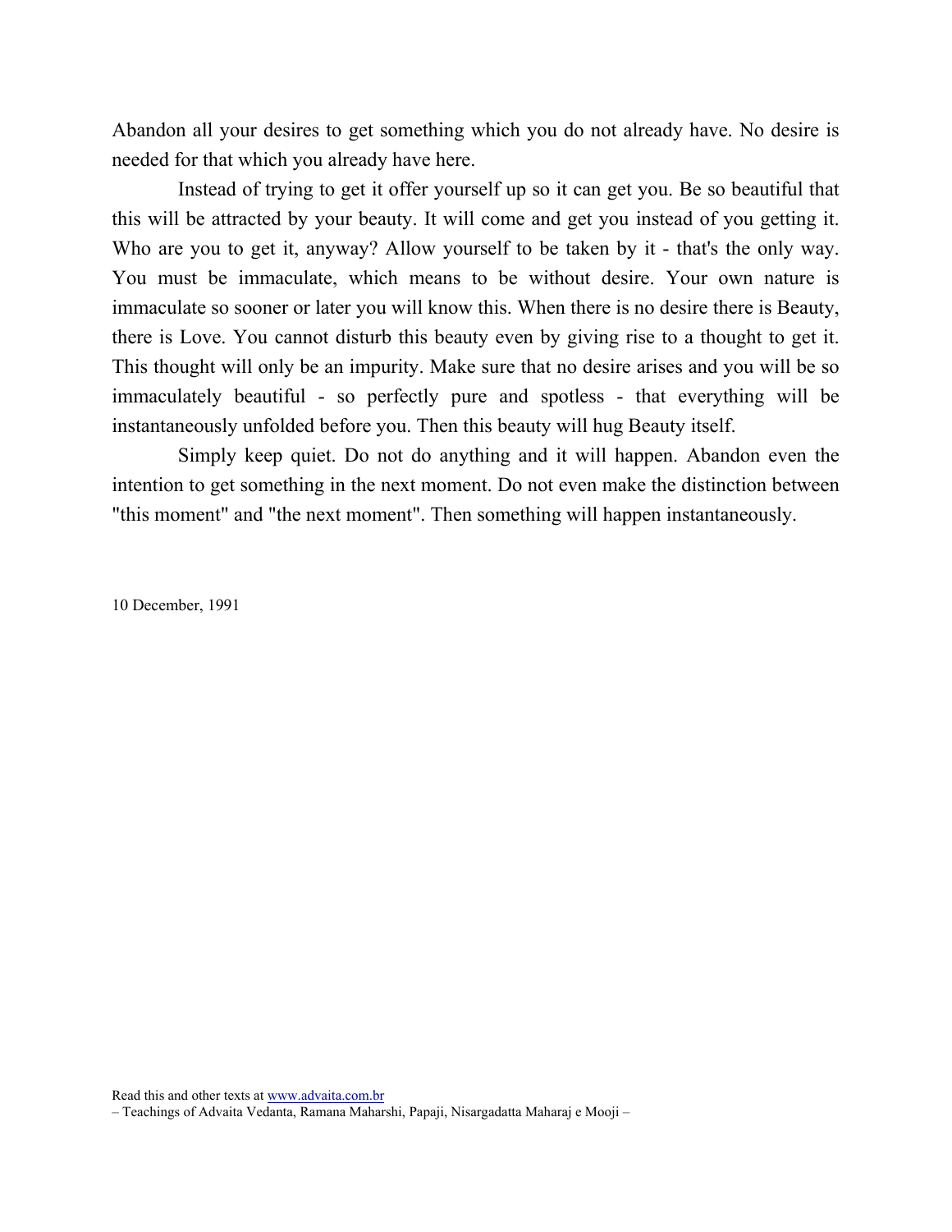Abandon all your desires to get something which you do not already have. No desire is needed for that which you already have here.

Instead of trying to get it offer yourself up so it can get you. Be so beautiful that this will be attracted by your beauty. It will come and get you instead of you getting it. Who are you to get it, anyway? Allow yourself to be taken by it - that's the only way. You must be immaculate, which means to be without desire. Your own nature is immaculate so sooner or later you will know this. When there is no desire there is Beauty, there is Love. You cannot disturb this beauty even by giving rise to a thought to get it. This thought will only be an impurity. Make sure that no desire arises and you will be so immaculately beautiful - so perfectly pure and spotless - that everything will be instantaneously unfolded before you. Then this beauty will hug Beauty itself.

Simply keep quiet. Do not do anything and it will happen. Abandon even the intention to get something in the next moment. Do not even make the distinction between "this moment" and "the next moment". Then something will happen instantaneously.

10 December, 1991